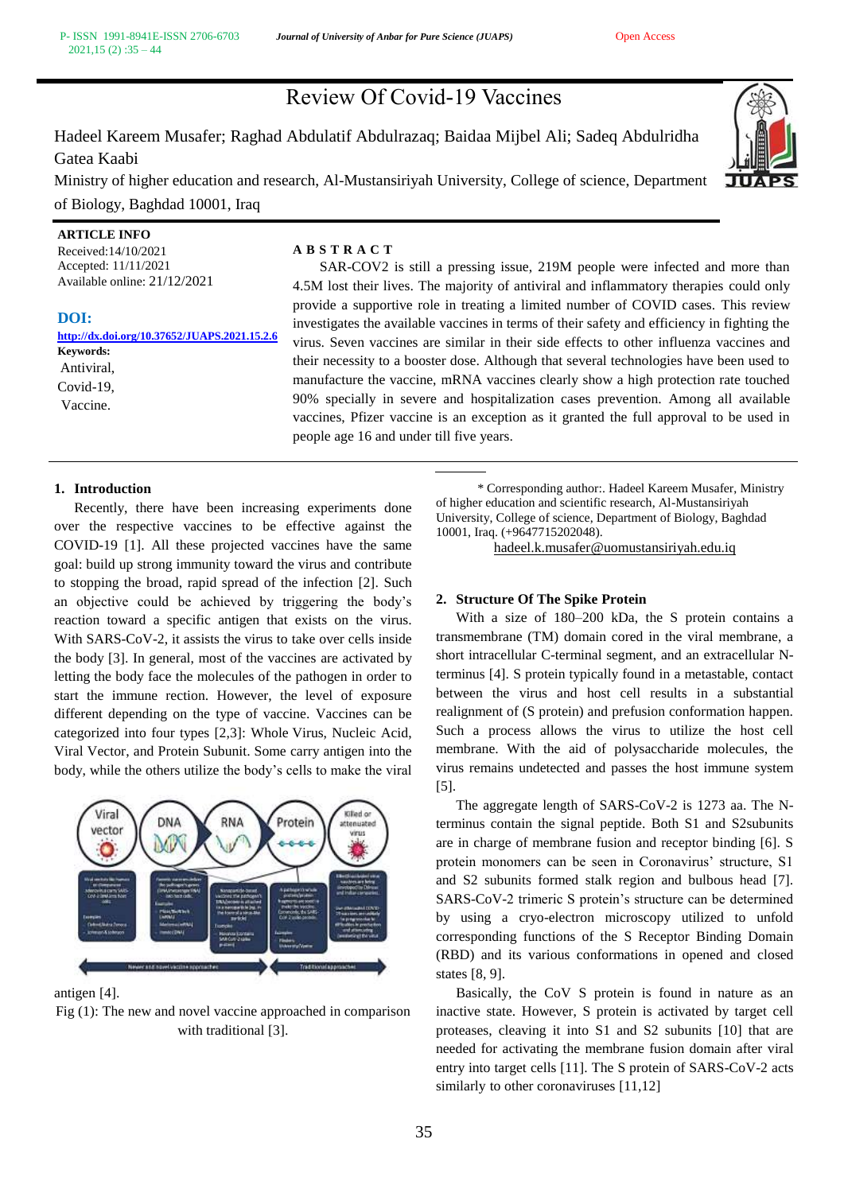# Review Of Covid-19 Vaccines

Hadeel Kareem Musafer; Raghad Abdulatif Abdulrazaq; Baidaa Mijbel Ali; Sadeq Abdulridha Gatea Kaabi

Ministry of higher education and research, Al-Mustansiriyah University, College of science, Department of Biology, Baghdad 10001, Iraq

**ARTICLE INFO**

Received:14/10/2021
Accepted: 11/11/2021
Available online: 21/12/2021

**DOI:**

**http://dx.doi.org/10.37652/JUAPS.2021.15.2.6**

**Keywords:**
Antiviral,
Covid-19,
Vaccine.

**ABSTRACT**

SAR-COV2 is still a pressing issue, 219M people were infected and more than 4.5M lost their lives. The majority of antiviral and inflammatory therapies could only provide a supportive role in treating a limited number of COVID cases. This review investigates the available vaccines in terms of their safety and efficiency in fighting the virus. Seven vaccines are similar in their side effects to other influenza vaccines and their necessity to a booster dose. Although that several technologies have been used to manufacture the vaccine, mRNA vaccines clearly show a high protection rate touched 90% specially in severe and hospitalization cases prevention. Among all available vaccines, Pfizer vaccine is an exception as it granted the full approval to be used in people age 16 and under till five years.

## 1. Introduction

Recently, there have been increasing experiments done over the respective vaccines to be effective against the COVID-19 [1]. All these projected vaccines have the same goal: build up strong immunity toward the virus and contribute to stopping the broad, rapid spread of the infection [2]. Such an objective could be achieved by triggering the body's reaction toward a specific antigen that exists on the virus. With SARS-CoV-2, it assists the virus to take over cells inside the body [3]. In general, most of the vaccines are activated by letting the body face the molecules of the pathogen in order to start the immune rection. However, the level of exposure different depending on the type of vaccine. Vaccines can be categorized into four types [2,3]: Whole Virus, Nucleic Acid, Viral Vector, and Protein Subunit. Some carry antigen into the body, while the others utilize the body's cells to make the viral antigen [4].

Fig (1): The new and novel vaccine approached in comparison with traditional [3].

\* Corresponding author:. Hadeel Kareem Musafer, Ministry of higher education and scientific research, Al-Mustansiriyah University, College of science, Department of Biology, Baghdad 10001, Iraq. (+9647715202048).
hadeel.k.musafer@uomustansiriyah.edu.iq

## 2. Structure Of The Spike Protein

With a size of 180–200 kDa, the S protein contains a transmembrane (TM) domain cored in the viral membrane, a short intracellular C-terminal segment, and an extracellular N-terminus [4]. S protein typically found in a metastable, contact between the virus and host cell results in a substantial realignment of (S protein) and prefusion conformation happen. Such a process allows the virus to utilize the host cell membrane. With the aid of polysaccharide molecules, the virus remains undetected and passes the host immune system [5].

The aggregate length of SARS-CoV-2 is 1273 aa. The N-terminus contain the signal peptide. Both S1 and S2subunits are in charge of membrane fusion and receptor binding [6]. S protein monomers can be seen in Coronavirus' structure, S1 and S2 subunits formed stalk region and bulbous head [7]. SARS-CoV-2 trimeric S protein's structure can be determined by using a cryo-electron microscopy utilized to unfold corresponding functions of the S Receptor Binding Domain (RBD) and its various conformations in opened and closed states [8, 9].

Basically, the CoV S protein is found in nature as an inactive state. However, S protein is activated by target cell proteases, cleaving it into S1 and S2 subunits [10] that are needed for activating the membrane fusion domain after viral entry into target cells [11]. The S protein of SARS-CoV-2 acts similarly to other coronaviruses [11,12]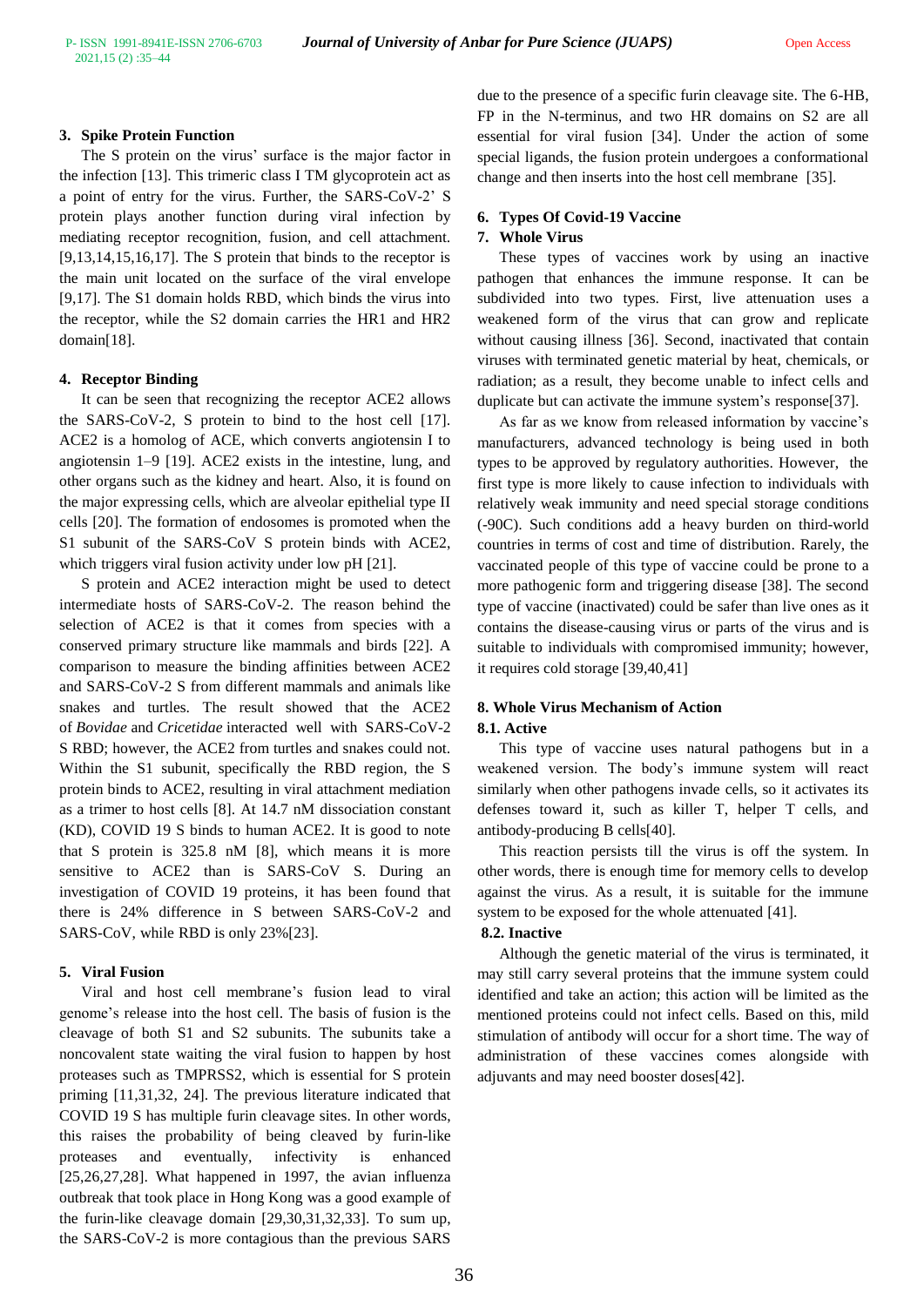## 3. Spike Protein Function

The S protein on the virus' surface is the major factor in the infection [13]. This trimeric class I TM glycoprotein act as a point of entry for the virus. Further, the SARS-CoV-2' S protein plays another function during viral infection by mediating receptor recognition, fusion, and cell attachment. [9,13,14,15,16,17]. The S protein that binds to the receptor is the main unit located on the surface of the viral envelope [9,17]. The S1 domain holds RBD, which binds the virus into the receptor, while the S2 domain carries the HR1 and HR2 domain[18].

## 4. Receptor Binding

It can be seen that recognizing the receptor ACE2 allows the SARS-CoV-2, S protein to bind to the host cell [17]. ACE2 is a homolog of ACE, which converts angiotensin I to angiotensin 1–9 [19]. ACE2 exists in the intestine, lung, and other organs such as the kidney and heart. Also, it is found on the major expressing cells, which are alveolar epithelial type II cells [20]. The formation of endosomes is promoted when the S1 subunit of the SARS-CoV S protein binds with ACE2, which triggers viral fusion activity under low pH [21].

S protein and ACE2 interaction might be used to detect intermediate hosts of SARS-CoV-2. The reason behind the selection of ACE2 is that it comes from species with a conserved primary structure like mammals and birds [22]. A comparison to measure the binding affinities between ACE2 and SARS-CoV-2 S from different mammals and animals like snakes and turtles. The result showed that the ACE2 of *Bovidae* and *Cricetidae* interacted well with SARS-CoV-2 S RBD; however, the ACE2 from turtles and snakes could not. Within the S1 subunit, specifically the RBD region, the S protein binds to ACE2, resulting in viral attachment mediation as a trimer to host cells [8]. At 14.7 nM dissociation constant (KD), COVID 19 S binds to human ACE2. It is good to note that S protein is 325.8 nM [8], which means it is more sensitive to ACE2 than is SARS-CoV S. During an investigation of COVID 19 proteins, it has been found that there is 24% difference in S between SARS-CoV-2 and SARS-CoV, while RBD is only 23%[23].

## 5. Viral Fusion

Viral and host cell membrane's fusion lead to viral genome's release into the host cell. The basis of fusion is the cleavage of both S1 and S2 subunits. The subunits take a noncovalent state waiting the viral fusion to happen by host proteases such as TMPRSS2, which is essential for S protein priming [11,31,32, 24]. The previous literature indicated that COVID 19 S has multiple furin cleavage sites. In other words, this raises the probability of being cleaved by furin-like proteases and eventually, infectivity is enhanced [25,26,27,28]. What happened in 1997, the avian influenza outbreak that took place in Hong Kong was a good example of the furin-like cleavage domain [29,30,31,32,33]. To sum up, the SARS-CoV-2 is more contagious than the previous SARS due to the presence of a specific furin cleavage site. The 6-HB, FP in the N-terminus, and two HR domains on S2 are all essential for viral fusion [34]. Under the action of some special ligands, the fusion protein undergoes a conformational change and then inserts into the host cell membrane [35].

## 6. Types Of Covid-19 Vaccine

## 7. Whole Virus

These types of vaccines work by using an inactive pathogen that enhances the immune response. It can be subdivided into two types. First, live attenuation uses a weakened form of the virus that can grow and replicate without causing illness [36]. Second, inactivated that contain viruses with terminated genetic material by heat, chemicals, or radiation; as a result, they become unable to infect cells and duplicate but can activate the immune system's response[37].

As far as we know from released information by vaccine's manufacturers, advanced technology is being used in both types to be approved by regulatory authorities. However, the first type is more likely to cause infection to individuals with relatively weak immunity and need special storage conditions (-90C). Such conditions add a heavy burden on third-world countries in terms of cost and time of distribution. Rarely, the vaccinated people of this type of vaccine could be prone to a more pathogenic form and triggering disease [38]. The second type of vaccine (inactivated) could be safer than live ones as it contains the disease-causing virus or parts of the virus and is suitable to individuals with compromised immunity; however, it requires cold storage [39,40,41]

## 8. Whole Virus Mechanism of Action

### 8.1. Active

This type of vaccine uses natural pathogens but in a weakened version. The body's immune system will react similarly when other pathogens invade cells, so it activates its defenses toward it, such as killer T, helper T cells, and antibody-producing B cells[40].

This reaction persists till the virus is off the system. In other words, there is enough time for memory cells to develop against the virus. As a result, it is suitable for the immune system to be exposed for the whole attenuated [41].

### 8.2. Inactive

Although the genetic material of the virus is terminated, it may still carry several proteins that the immune system could identified and take an action; this action will be limited as the mentioned proteins could not infect cells. Based on this, mild stimulation of antibody will occur for a short time. The way of administration of these vaccines comes alongside with adjuvants and may need booster doses[42].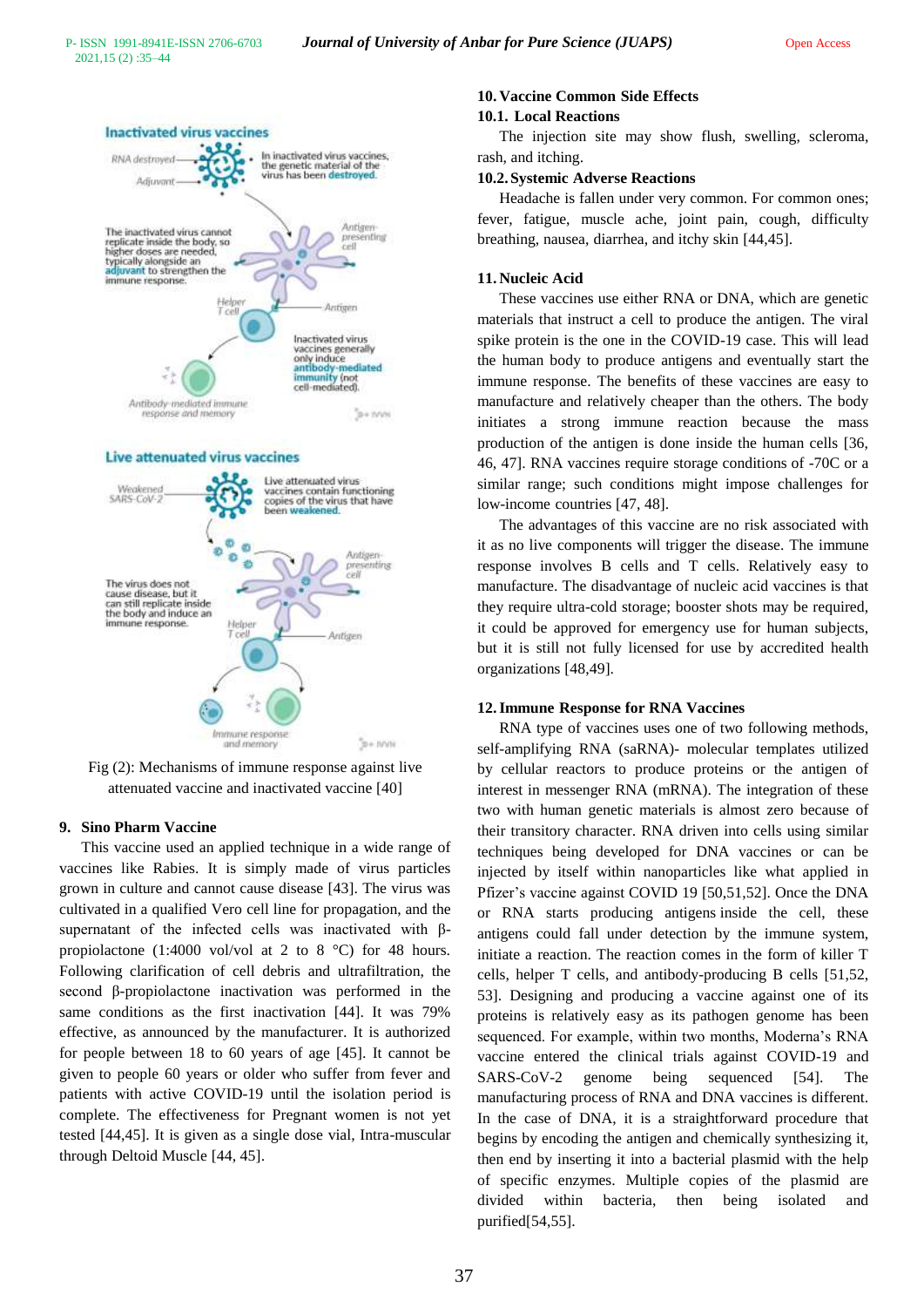Fig (2): Mechanisms of immune response against live attenuated vaccine and inactivated vaccine [40]

## 9. Sino Pharm Vaccine

This vaccine used an applied technique in a wide range of vaccines like Rabies. It is simply made of virus particles grown in culture and cannot cause disease [43]. The virus was cultivated in a qualified Vero cell line for propagation, and the supernatant of the infected cells was inactivated with β-propiolactone (1:4000 vol/vol at 2 to 8 °C) for 48 hours. Following clarification of cell debris and ultrafiltration, the second β-propiolactone inactivation was performed in the same conditions as the first inactivation [44]. It was 79% effective, as announced by the manufacturer. It is authorized for people between 18 to 60 years of age [45]. It cannot be given to people 60 years or older who suffer from fever and patients with active COVID-19 until the isolation period is complete. The effectiveness for Pregnant women is not yet tested [44,45]. It is given as a single dose vial, Intra-muscular through Deltoid Muscle [44, 45].

## 10. Vaccine Common Side Effects

### 10.1. Local Reactions

The injection site may show flush, swelling, scleroma, rash, and itching.

### 10.2. Systemic Adverse Reactions

Headache is fallen under very common. For common ones; fever, fatigue, muscle ache, joint pain, cough, difficulty breathing, nausea, diarrhea, and itchy skin [44,45].

## 11. Nucleic Acid

These vaccines use either RNA or DNA, which are genetic materials that instruct a cell to produce the antigen. The viral spike protein is the one in the COVID-19 case. This will lead the human body to produce antigens and eventually start the immune response. The benefits of these vaccines are easy to manufacture and relatively cheaper than the others. The body initiates a strong immune reaction because the mass production of the antigen is done inside the human cells [36, 46, 47]. RNA vaccines require storage conditions of -70C or a similar range; such conditions might impose challenges for low-income countries [47, 48].

The advantages of this vaccine are no risk associated with it as no live components will trigger the disease. The immune response involves B cells and T cells. Relatively easy to manufacture. The disadvantage of nucleic acid vaccines is that they require ultra-cold storage; booster shots may be required, it could be approved for emergency use for human subjects, but it is still not fully licensed for use by accredited health organizations [48,49].

## 12. Immune Response for RNA Vaccines

RNA type of vaccines uses one of two following methods, self-amplifying RNA (saRNA)- molecular templates utilized by cellular reactors to produce proteins or the antigen of interest in messenger RNA (mRNA). The integration of these two with human genetic materials is almost zero because of their transitory character. RNA driven into cells using similar techniques being developed for DNA vaccines or can be injected by itself within nanoparticles like what applied in Pfizer's vaccine against COVID 19 [50,51,52]. Once the DNA or RNA starts producing antigens inside the cell, these antigens could fall under detection by the immune system, initiate a reaction. The reaction comes in the form of killer T cells, helper T cells, and antibody-producing B cells [51,52, 53]. Designing and producing a vaccine against one of its proteins is relatively easy as its pathogen genome has been sequenced. For example, within two months, Moderna's RNA vaccine entered the clinical trials against COVID-19 and SARS-CoV-2 genome being sequenced [54]. The manufacturing process of RNA and DNA vaccines is different. In the case of DNA, it is a straightforward procedure that begins by encoding the antigen and chemically synthesizing it, then end by inserting it into a bacterial plasmid with the help of specific enzymes. Multiple copies of the plasmid are divided within bacteria, then being isolated and purified[54,55].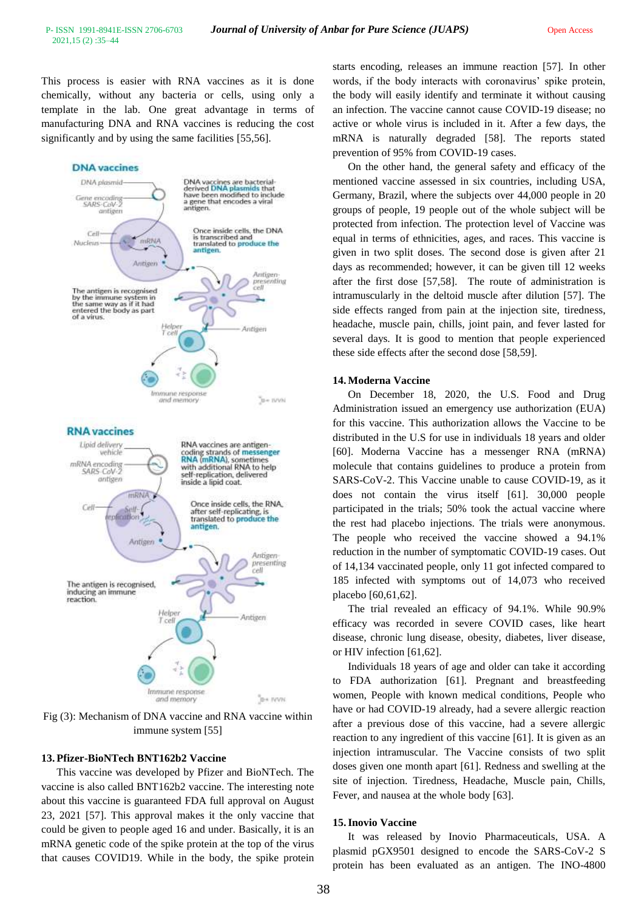This process is easier with RNA vaccines as it is done chemically, without any bacteria or cells, using only a template in the lab. One great advantage in terms of manufacturing DNA and RNA vaccines is reducing the cost significantly and by using the same facilities [55,56].

Fig (3): Mechanism of DNA vaccine and RNA vaccine within immune system [55]

## 13. Pfizer-BioNTech BNT162b2 Vaccine

This vaccine was developed by Pfizer and BioNTech. The vaccine is also called BNT162b2 vaccine. The interesting note about this vaccine is guaranteed FDA full approval on August 23, 2021 [57]. This approval makes it the only vaccine that could be given to people aged 16 and under. Basically, it is an mRNA genetic code of the spike protein at the top of the virus that causes COVID19. While in the body, the spike protein starts encoding, releases an immune reaction [57]. In other words, if the body interacts with coronavirus' spike protein, the body will easily identify and terminate it without causing an infection. The vaccine cannot cause COVID-19 disease; no active or whole virus is included in it. After a few days, the mRNA is naturally degraded [58]. The reports stated prevention of 95% from COVID-19 cases.

On the other hand, the general safety and efficacy of the mentioned vaccine assessed in six countries, including USA, Germany, Brazil, where the subjects over 44,000 people in 20 groups of people, 19 people out of the whole subject will be protected from infection. The protection level of Vaccine was equal in terms of ethnicities, ages, and races. This vaccine is given in two split doses. The second dose is given after 21 days as recommended; however, it can be given till 12 weeks after the first dose [57,58]. The route of administration is intramuscularly in the deltoid muscle after dilution [57]. The side effects ranged from pain at the injection site, tiredness, headache, muscle pain, chills, joint pain, and fever lasted for several days. It is good to mention that people experienced these side effects after the second dose [58,59].

## 14. Moderna Vaccine

On December 18, 2020, the U.S. Food and Drug Administration issued an emergency use authorization (EUA) for this vaccine. This authorization allows the Vaccine to be distributed in the U.S for use in individuals 18 years and older [60]. Moderna Vaccine has a messenger RNA (mRNA) molecule that contains guidelines to produce a protein from SARS-CoV-2. This Vaccine unable to cause COVID-19, as it does not contain the virus itself [61]. 30,000 people participated in the trials; 50% took the actual vaccine where the rest had placebo injections. The trials were anonymous. The people who received the vaccine showed a 94.1% reduction in the number of symptomatic COVID-19 cases. Out of 14,134 vaccinated people, only 11 got infected compared to 185 infected with symptoms out of 14,073 who received placebo [60,61,62].

The trial revealed an efficacy of 94.1%. While 90.9% efficacy was recorded in severe COVID cases, like heart disease, chronic lung disease, obesity, diabetes, liver disease, or HIV infection [61,62].

Individuals 18 years of age and older can take it according to FDA authorization [61]. Pregnant and breastfeeding women, People with known medical conditions, People who have or had COVID-19 already, had a severe allergic reaction after a previous dose of this vaccine, had a severe allergic reaction to any ingredient of this vaccine [61]. It is given as an injection intramuscular. The Vaccine consists of two split doses given one month apart [61]. Redness and swelling at the site of injection. Tiredness, Headache, Muscle pain, Chills, Fever, and nausea at the whole body [63].

## 15. Inovio Vaccine

It was released by Inovio Pharmaceuticals, USA. A plasmid pGX9501 designed to encode the SARS-CoV-2 S protein has been evaluated as an antigen. The INO-4800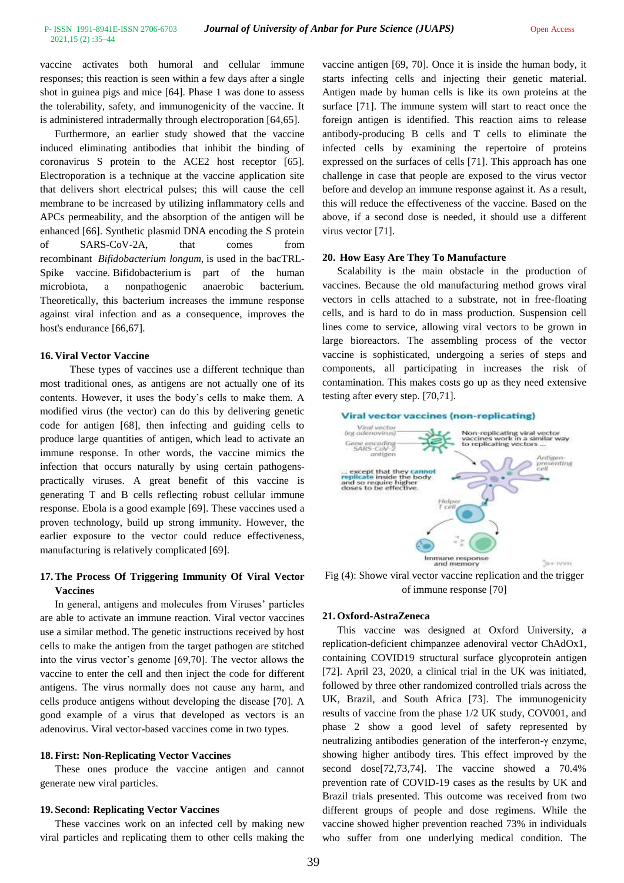vaccine activates both humoral and cellular immune responses; this reaction is seen within a few days after a single shot in guinea pigs and mice [64]. Phase 1 was done to assess the tolerability, safety, and immunogenicity of the vaccine. It is administered intradermally through electroporation [64,65].

Furthermore, an earlier study showed that the vaccine induced eliminating antibodies that inhibit the binding of coronavirus S protein to the ACE2 host receptor [65]. Electroporation is a technique at the vaccine application site that delivers short electrical pulses; this will cause the cell membrane to be increased by utilizing inflammatory cells and APCs permeability, and the absorption of the antigen will be enhanced [66]. Synthetic plasmid DNA encoding the S protein of SARS-CoV-2A, that comes from recombinant *Bifidobacterium longum*, is used in the bacTRL-Spike vaccine. Bifidobacterium is part of the human microbiota, a nonpathogenic anaerobic bacterium. Theoretically, this bacterium increases the immune response against viral infection and as a consequence, improves the host's endurance [66,67].

## 16. Viral Vector Vaccine

These types of vaccines use a different technique than most traditional ones, as antigens are not actually one of its contents. However, it uses the body's cells to make them. A modified virus (the vector) can do this by delivering genetic code for antigen [68], then infecting and guiding cells to produce large quantities of antigen, which lead to activate an immune response. In other words, the vaccine mimics the infection that occurs naturally by using certain pathogens-practically viruses. A great benefit of this vaccine is generating T and B cells reflecting robust cellular immune response. Ebola is a good example [69]. These vaccines used a proven technology, build up strong immunity. However, the earlier exposure to the vector could reduce effectiveness, manufacturing is relatively complicated [69].

## 17. The Process Of Triggering Immunity Of Viral Vector Vaccines

In general, antigens and molecules from Viruses' particles are able to activate an immune reaction. Viral vector vaccines use a similar method. The genetic instructions received by host cells to make the antigen from the target pathogen are stitched into the virus vector's genome [69,70]. The vector allows the vaccine to enter the cell and then inject the code for different antigens. The virus normally does not cause any harm, and cells produce antigens without developing the disease [70]. A good example of a virus that developed as vectors is an adenovirus. Viral vector-based vaccines come in two types.

## 18. First: Non-Replicating Vector Vaccines

These ones produce the vaccine antigen and cannot generate new viral particles.

## 19. Second: Replicating Vector Vaccines

These vaccines work on an infected cell by making new viral particles and replicating them to other cells making the vaccine antigen [69, 70]. Once it is inside the human body, it starts infecting cells and injecting their genetic material. Antigen made by human cells is like its own proteins at the surface [71]. The immune system will start to react once the foreign antigen is identified. This reaction aims to release antibody-producing B cells and T cells to eliminate the infected cells by examining the repertoire of proteins expressed on the surfaces of cells [71]. This approach has one challenge in case that people are exposed to the virus vector before and develop an immune response against it. As a result, this will reduce the effectiveness of the vaccine. Based on the above, if a second dose is needed, it should use a different virus vector [71].

## 20. How Easy Are They To Manufacture

Scalability is the main obstacle in the production of vaccines. Because the old manufacturing method grows viral vectors in cells attached to a substrate, not in free-floating cells, and is hard to do in mass production. Suspension cell lines come to service, allowing viral vectors to be grown in large bioreactors. The assembling process of the vector vaccine is sophisticated, undergoing a series of steps and components, all participating in increases the risk of contamination. This makes costs go up as they need extensive testing after every step. [70,71].

Fig (4): Showe viral vector vaccine replication and the trigger of immune response [70]

## 21. Oxford-AstraZeneca

This vaccine was designed at Oxford University, a replication-deficient chimpanzee adenoviral vector ChAdOx1, containing COVID19 structural surface glycoprotein antigen [72]. April 23, 2020, a clinical trial in the UK was initiated, followed by three other randomized controlled trials across the UK, Brazil, and South Africa [73]. The immunogenicity results of vaccine from the phase 1/2 UK study, COV001, and phase 2 show a good level of safety represented by neutralizing antibodies generation of the interferon-γ enzyme, showing higher antibody tires. This effect improved by the second dose[72,73,74]. The vaccine showed a 70.4% prevention rate of COVID-19 cases as the results by UK and Brazil trials presented. This outcome was received from two different groups of people and dose regimens. While the vaccine showed higher prevention reached 73% in individuals who suffer from one underlying medical condition. The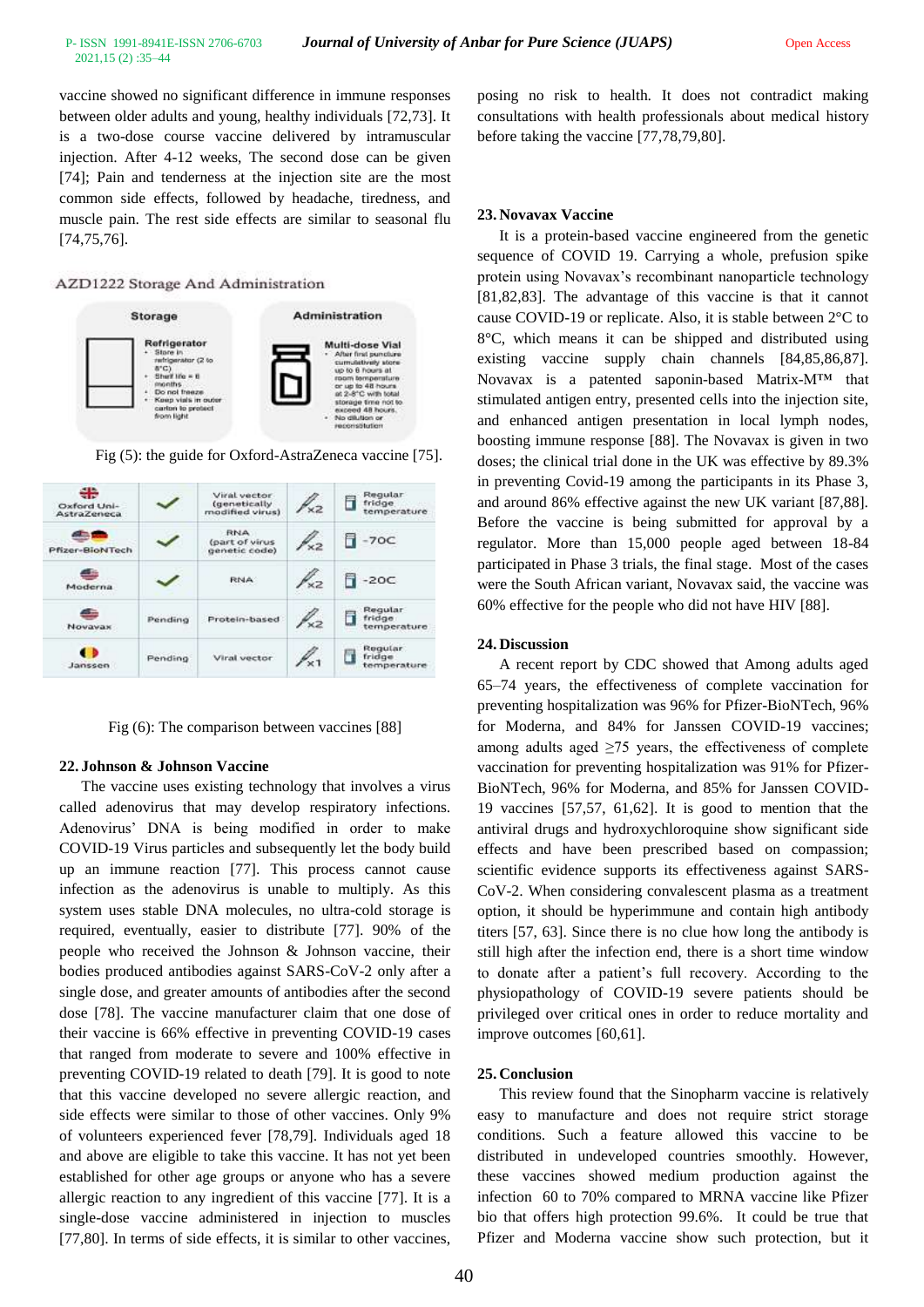vaccine showed no significant difference in immune responses between older adults and young, healthy individuals [72,73]. It is a two-dose course vaccine delivered by intramuscular injection. After 4-12 weeks, The second dose can be given [74]; Pain and tenderness at the injection site are the most common side effects, followed by headache, tiredness, and muscle pain. The rest side effects are similar to seasonal flu [74,75,76].

AZD1222 Storage And Administration

| Storage | Administration |
|---|---|
| **Refrigerator**<br>• Store in refrigerator (2 to 8°C)<br>• Shelf life = 6 months<br>• Do not freeze<br>• Keep vials in outer carton to protect from light | **Multi-dose Vial**<br>• After first puncture cumulatively store up to 6 hours at room temperature or up to 48 hours at 2-8°C with total storage time not to exceed 48 hours.<br>• No dilution or reconstitution |

Fig (5): the guide for Oxford-AstraZeneca vaccine [75].

| | | | | |
|---|---|---|---|---|
| Oxford Uni-AstraZeneca | ✓ | Viral vector (genetically modified virus) | x2 | Regular fridge temperature |
| Pfizer-BioNTech | ✓ | RNA (part of virus genetic code) | x2 | -70C |
| Moderna | ✓ | RNA | x2 | -20C |
| Novavax | Pending | Protein-based | x2 | Regular fridge temperature |
| Janssen | Pending | Viral vector | x1 | Regular fridge temperature |

Fig (6): The comparison between vaccines [88]

## 22. Johnson & Johnson Vaccine

The vaccine uses existing technology that involves a virus called adenovirus that may develop respiratory infections. Adenovirus' DNA is being modified in order to make COVID-19 Virus particles and subsequently let the body build up an immune reaction [77]. This process cannot cause infection as the adenovirus is unable to multiply. As this system uses stable DNA molecules, no ultra-cold storage is required, eventually, easier to distribute [77]. 90% of the people who received the Johnson & Johnson vaccine, their bodies produced antibodies against SARS-CoV-2 only after a single dose, and greater amounts of antibodies after the second dose [78]. The vaccine manufacturer claim that one dose of their vaccine is 66% effective in preventing COVID-19 cases that ranged from moderate to severe and 100% effective in preventing COVID-19 related to death [79]. It is good to note that this vaccine developed no severe allergic reaction, and side effects were similar to those of other vaccines. Only 9% of volunteers experienced fever [78,79]. Individuals aged 18 and above are eligible to take this vaccine. It has not yet been established for other age groups or anyone who has a severe allergic reaction to any ingredient of this vaccine [77]. It is a single-dose vaccine administered in injection to muscles [77,80]. In terms of side effects, it is similar to other vaccines, posing no risk to health. It does not contradict making consultations with health professionals about medical history before taking the vaccine [77,78,79,80].

## 23. Novavax Vaccine

It is a protein-based vaccine engineered from the genetic sequence of COVID 19. Carrying a whole, prefusion spike protein using Novavax's recombinant nanoparticle technology [81,82,83]. The advantage of this vaccine is that it cannot cause COVID-19 or replicate. Also, it is stable between 2°C to 8°C, which means it can be shipped and distributed using existing vaccine supply chain channels [84,85,86,87]. Novavax is a patented saponin-based Matrix-M™ that stimulated antigen entry, presented cells into the injection site, and enhanced antigen presentation in local lymph nodes, boosting immune response [88]. The Novavax is given in two doses; the clinical trial done in the UK was effective by 89.3% in preventing Covid-19 among the participants in its Phase 3, and around 86% effective against the new UK variant [87,88]. Before the vaccine is being submitted for approval by a regulator. More than 15,000 people aged between 18-84 participated in Phase 3 trials, the final stage. Most of the cases were the South African variant, Novavax said, the vaccine was 60% effective for the people who did not have HIV [88].

## 24. Discussion

A recent report by CDC showed that Among adults aged 65–74 years, the effectiveness of complete vaccination for preventing hospitalization was 96% for Pfizer-BioNTech, 96% for Moderna, and 84% for Janssen COVID-19 vaccines; among adults aged ≥75 years, the effectiveness of complete vaccination for preventing hospitalization was 91% for Pfizer-BioNTech, 96% for Moderna, and 85% for Janssen COVID-19 vaccines [57,57, 61,62]. It is good to mention that the antiviral drugs and hydroxychloroquine show significant side effects and have been prescribed based on compassion; scientific evidence supports its effectiveness against SARS-CoV-2. When considering convalescent plasma as a treatment option, it should be hyperimmune and contain high antibody titers [57, 63]. Since there is no clue how long the antibody is still high after the infection end, there is a short time window to donate after a patient's full recovery. According to the physiopathology of COVID-19 severe patients should be privileged over critical ones in order to reduce mortality and improve outcomes [60,61].

## 25. Conclusion

This review found that the Sinopharm vaccine is relatively easy to manufacture and does not require strict storage conditions. Such a feature allowed this vaccine to be distributed in undeveloped countries smoothly. However, these vaccines showed medium production against the infection 60 to 70% compared to MRNA vaccine like Pfizer bio that offers high protection 99.6%. It could be true that Pfizer and Moderna vaccine show such protection, but it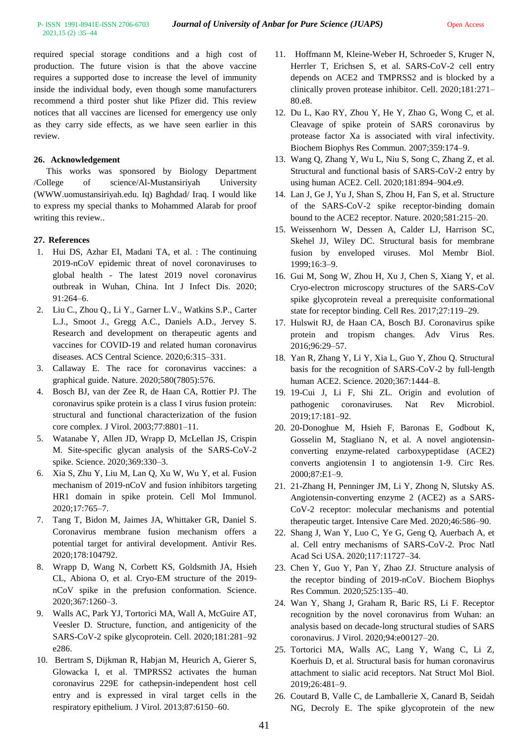required special storage conditions and a high cost of production. The future vision is that the above vaccine requires a supported dose to increase the level of immunity inside the individual body, even though some manufacturers recommend a third poster shut like Pfizer did. This review notices that all vaccines are licensed for emergency use only as they carry side effects, as we have seen earlier in this review.

## 26. Acknowledgement

This works was sponsored by Biology Department /College of science/Al-Mustansiriyah University (WWW.uomustansiriyah.edu. Iq) Baghdad/ Iraq. I would like to express my special thanks to Mohammed Alarab for proof writing this review..

## 27. References

1. Hui DS, Azhar EI, Madani TA, et al. : The continuing 2019-nCoV epidemic threat of novel coronaviruses to global health - The latest 2019 novel coronavirus outbreak in Wuhan, China. Int J Infect Dis. 2020; 91:264–6.
2. Liu C., Zhou Q., Li Y., Garner L.V., Watkins S.P., Carter L.J., Smoot J., Gregg A.C., Daniels A.D., Jervey S. Research and development on therapeutic agents and vaccines for COVID-19 and related human coronavirus diseases. ACS Central Science. 2020;6:315–331.
3. Callaway E. The race for coronavirus vaccines: a graphical guide. Nature. 2020;580(7805):576.
4. Bosch BJ, van der Zee R, de Haan CA, Rottier PJ. The coronavirus spike protein is a class I virus fusion protein: structural and functional characterization of the fusion core complex. J Virol. 2003;77:8801–11.
5. Watanabe Y, Allen JD, Wrapp D, McLellan JS, Crispin M. Site-specific glycan analysis of the SARS-CoV-2 spike. Science. 2020;369:330–3.
6. Xia S, Zhu Y, Liu M, Lan Q, Xu W, Wu Y, et al. Fusion mechanism of 2019-nCoV and fusion inhibitors targeting HR1 domain in spike protein. Cell Mol Immunol. 2020;17:765–7.
7. Tang T, Bidon M, Jaimes JA, Whittaker GR, Daniel S. Coronavirus membrane fusion mechanism offers a potential target for antiviral development. Antivir Res. 2020;178:104792.
8. Wrapp D, Wang N, Corbett KS, Goldsmith JA, Hsieh CL, Abiona O, et al. Cryo-EM structure of the 2019-nCoV spike in the prefusion conformation. Science. 2020;367:1260–3.
9. Walls AC, Park YJ, Tortorici MA, Wall A, McGuire AT, Veesler D. Structure, function, and antigenicity of the SARS-CoV-2 spike glycoprotein. Cell. 2020;181:281–92 e286.
10. Bertram S, Dijkman R, Habjan M, Heurich A, Gierer S, Glowacka I, et al. TMPRSS2 activates the human coronavirus 229E for cathepsin-independent host cell entry and is expressed in viral target cells in the respiratory epithelium. J Virol. 2013;87:6150–60.
11. Hoffmann M, Kleine-Weber H, Schroeder S, Kruger N, Herrler T, Erichsen S, et al. SARS-CoV-2 cell entry depends on ACE2 and TMPRSS2 and is blocked by a clinically proven protease inhibitor. Cell. 2020;181:271–80.e8.
12. Du L, Kao RY, Zhou Y, He Y, Zhao G, Wong C, et al. Cleavage of spike protein of SARS coronavirus by protease factor Xa is associated with viral infectivity. Biochem Biophys Res Commun. 2007;359:174–9.
13. Wang Q, Zhang Y, Wu L, Niu S, Song C, Zhang Z, et al. Structural and functional basis of SARS-CoV-2 entry by using human ACE2. Cell. 2020;181:894–904.e9.
14. Lan J, Ge J, Yu J, Shan S, Zhou H, Fan S, et al. Structure of the SARS-CoV-2 spike receptor-binding domain bound to the ACE2 receptor. Nature. 2020;581:215–20.
15. Weissenhorn W, Dessen A, Calder LJ, Harrison SC, Skehel JJ, Wiley DC. Structural basis for membrane fusion by enveloped viruses. Mol Membr Biol. 1999;16:3–9.
16. Gui M, Song W, Zhou H, Xu J, Chen S, Xiang Y, et al. Cryo-electron microscopy structures of the SARS-CoV spike glycoprotein reveal a prerequisite conformational state for receptor binding. Cell Res. 2017;27:119–29.
17. Hulswit RJ, de Haan CA, Bosch BJ. Coronavirus spike protein and tropism changes. Adv Virus Res. 2016;96:29–57.
18. Yan R, Zhang Y, Li Y, Xia L, Guo Y, Zhou Q. Structural basis for the recognition of SARS-CoV-2 by full-length human ACE2. Science. 2020;367:1444–8.
19. 19-Cui J, Li F, Shi ZL. Origin and evolution of pathogenic coronaviruses. Nat Rev Microbiol. 2019;17:181–92.
20. 20-Donoghue M, Hsieh F, Baronas E, Godbout K, Gosselin M, Stagliano N, et al. A novel angiotensin-converting enzyme-related carboxypeptidase (ACE2) converts angiotensin I to angiotensin 1-9. Circ Res. 2000;87:E1–9.
21. 21-Zhang H, Penninger JM, Li Y, Zhong N, Slutsky AS. Angiotensin-converting enzyme 2 (ACE2) as a SARS-CoV-2 receptor: molecular mechanisms and potential therapeutic target. Intensive Care Med. 2020;46:586–90.
22. Shang J, Wan Y, Luo C, Ye G, Geng Q, Auerbach A, et al. Cell entry mechanisms of SARS-CoV-2. Proc Natl Acad Sci USA. 2020;117:11727–34.
23. Chen Y, Guo Y, Pan Y, Zhao ZJ. Structure analysis of the receptor binding of 2019-nCoV. Biochem Biophys Res Commun. 2020;525:135–40.
24. Wan Y, Shang J, Graham R, Baric RS, Li F. Receptor recognition by the novel coronavirus from Wuhan: an analysis based on decade-long structural studies of SARS coronavirus. J Virol. 2020;94:e00127–20.
25. Tortorici MA, Walls AC, Lang Y, Wang C, Li Z, Koerhuis D, et al. Structural basis for human coronavirus attachment to sialic acid receptors. Nat Struct Mol Biol. 2019;26:481–9.
26. Coutard B, Valle C, de Lamballerie X, Canard B, Seidah NG, Decroly E. The spike glycoprotein of the new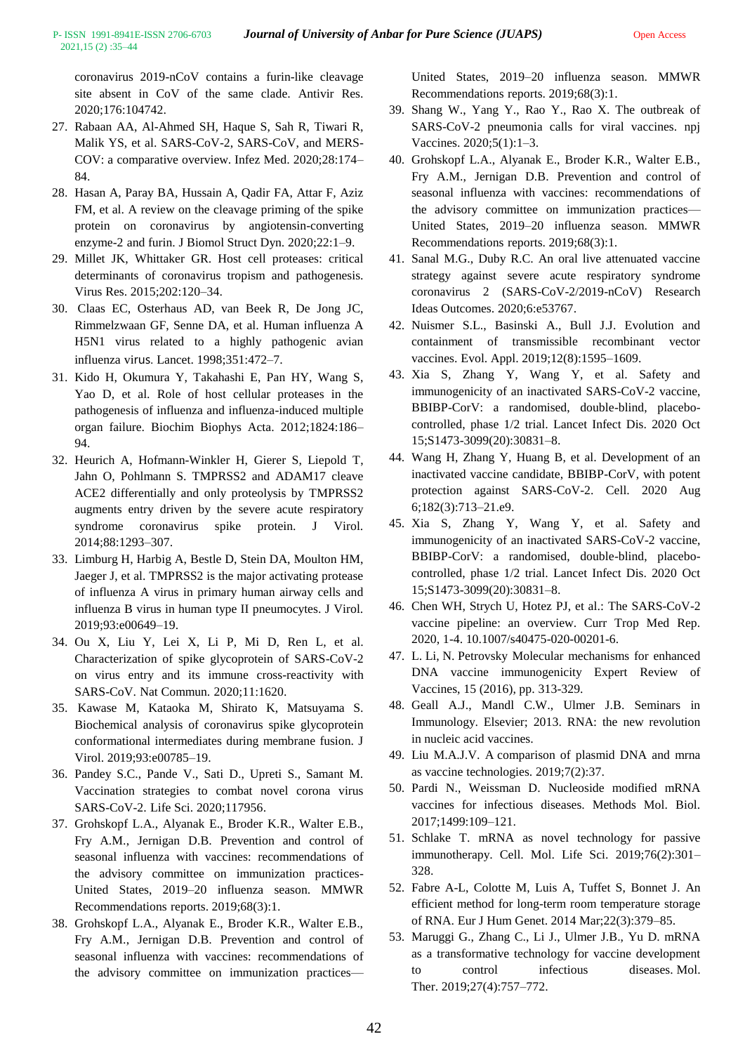coronavirus 2019-nCoV contains a furin-like cleavage site absent in CoV of the same clade. Antivir Res. 2020;176:104742.

27. Rabaan AA, Al-Ahmed SH, Haque S, Sah R, Tiwari R, Malik YS, et al. SARS-CoV-2, SARS-CoV, and MERS-COV: a comparative overview. Infez Med. 2020;28:174–84.
28. Hasan A, Paray BA, Hussain A, Qadir FA, Attar F, Aziz FM, et al. A review on the cleavage priming of the spike protein on coronavirus by angiotensin-converting enzyme-2 and furin. J Biomol Struct Dyn. 2020;22:1–9.
29. Millet JK, Whittaker GR. Host cell proteases: critical determinants of coronavirus tropism and pathogenesis. Virus Res. 2015;202:120–34.
30. Claas EC, Osterhaus AD, van Beek R, De Jong JC, Rimmelzwaan GF, Senne DA, et al. Human influenza A H5N1 virus related to a highly pathogenic avian influenza virus. Lancet. 1998;351:472–7.
31. Kido H, Okumura Y, Takahashi E, Pan HY, Wang S, Yao D, et al. Role of host cellular proteases in the pathogenesis of influenza and influenza-induced multiple organ failure. Biochim Biophys Acta. 2012;1824:186–94.
32. Heurich A, Hofmann-Winkler H, Gierer S, Liepold T, Jahn O, Pohlmann S. TMPRSS2 and ADAM17 cleave ACE2 differentially and only proteolysis by TMPRSS2 augments entry driven by the severe acute respiratory syndrome coronavirus spike protein. J Virol. 2014;88:1293–307.
33. Limburg H, Harbig A, Bestle D, Stein DA, Moulton HM, Jaeger J, et al. TMPRSS2 is the major activating protease of influenza A virus in primary human airway cells and influenza B virus in human type II pneumocytes. J Virol. 2019;93:e00649–19.
34. Ou X, Liu Y, Lei X, Li P, Mi D, Ren L, et al. Characterization of spike glycoprotein of SARS-CoV-2 on virus entry and its immune cross-reactivity with SARS-CoV. Nat Commun. 2020;11:1620.
35. Kawase M, Kataoka M, Shirato K, Matsuyama S. Biochemical analysis of coronavirus spike glycoprotein conformational intermediates during membrane fusion. J Virol. 2019;93:e00785–19.
36. Pandey S.C., Pande V., Sati D., Upreti S., Samant M. Vaccination strategies to combat novel corona virus SARS-CoV-2. Life Sci. 2020;117956.
37. Grohskopf L.A., Alyanak E., Broder K.R., Walter E.B., Fry A.M., Jernigan D.B. Prevention and control of seasonal influenza with vaccines: recommendations of the advisory committee on immunization practices-United States, 2019–20 influenza season. MMWR Recommendations reports. 2019;68(3):1.
38. Grohskopf L.A., Alyanak E., Broder K.R., Walter E.B., Fry A.M., Jernigan D.B. Prevention and control of seasonal influenza with vaccines: recommendations of the advisory committee on immunization practices— United States, 2019–20 influenza season. MMWR Recommendations reports. 2019;68(3):1.
39. Shang W., Yang Y., Rao Y., Rao X. The outbreak of SARS-CoV-2 pneumonia calls for viral vaccines. npj Vaccines. 2020;5(1):1–3.
40. Grohskopf L.A., Alyanak E., Broder K.R., Walter E.B., Fry A.M., Jernigan D.B. Prevention and control of seasonal influenza with vaccines: recommendations of the advisory committee on immunization practices— United States, 2019–20 influenza season. MMWR Recommendations reports. 2019;68(3):1.
41. Sanal M.G., Duby R.C. An oral live attenuated vaccine strategy against severe acute respiratory syndrome coronavirus 2 (SARS-CoV-2/2019-nCoV) Research Ideas Outcomes. 2020;6:e53767.
42. Nuismer S.L., Basinski A., Bull J.J. Evolution and containment of transmissible recombinant vector vaccines. Evol. Appl. 2019;12(8):1595–1609.
43. Xia S, Zhang Y, Wang Y, et al. Safety and immunogenicity of an inactivated SARS-CoV-2 vaccine, BBIBP-CorV: a randomised, double-blind, placebo-controlled, phase 1/2 trial. Lancet Infect Dis. 2020 Oct 15;S1473-3099(20):30831–8.
44. Wang H, Zhang Y, Huang B, et al. Development of an inactivated vaccine candidate, BBIBP-CorV, with potent protection against SARS-CoV-2. Cell. 2020 Aug 6;182(3):713–21.e9.
45. Xia S, Zhang Y, Wang Y, et al. Safety and immunogenicity of an inactivated SARS-CoV-2 vaccine, BBIBP-CorV: a randomised, double-blind, placebo-controlled, phase 1/2 trial. Lancet Infect Dis. 2020 Oct 15;S1473-3099(20):30831–8.
46. Chen WH, Strych U, Hotez PJ, et al.: The SARS-CoV-2 vaccine pipeline: an overview. Curr Trop Med Rep. 2020, 1-4. 10.1007/s40475-020-00201-6.
47. L. Li, N. Petrovsky Molecular mechanisms for enhanced DNA vaccine immunogenicity Expert Review of Vaccines, 15 (2016), pp. 313-329.
48. Geall A.J., Mandl C.W., Ulmer J.B. Seminars in Immunology. Elsevier; 2013. RNA: the new revolution in nucleic acid vaccines.
49. Liu M.A.J.V. A comparison of plasmid DNA and mrna as vaccine technologies. 2019;7(2):37.
50. Pardi N., Weissman D. Nucleoside modified mRNA vaccines for infectious diseases. Methods Mol. Biol. 2017;1499:109–121.
51. Schlake T. mRNA as novel technology for passive immunotherapy. Cell. Mol. Life Sci. 2019;76(2):301–328.
52. Fabre A-L, Colotte M, Luis A, Tuffet S, Bonnet J. An efficient method for long-term room temperature storage of RNA. Eur J Hum Genet. 2014 Mar;22(3):379–85.
53. Maruggi G., Zhang C., Li J., Ulmer J.B., Yu D. mRNA as a transformative technology for vaccine development to control infectious diseases. Mol. Ther. 2019;27(4):757–772.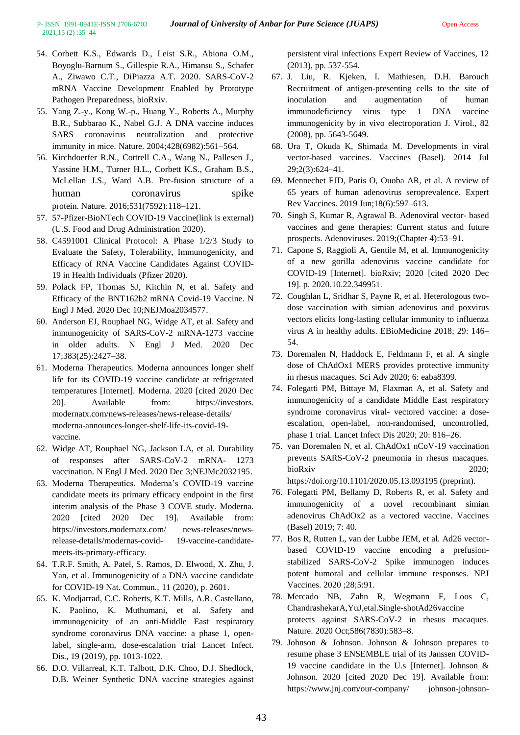54. Corbett K.S., Edwards D., Leist S.R., Abiona O.M., Boyoglu-Barnum S., Gillespie R.A., Himansu S., Schafer A., Ziwawo C.T., DiPiazza A.T. 2020. SARS-CoV-2 mRNA Vaccine Development Enabled by Prototype Pathogen Preparedness, bioRxiv.
55. Yang Z.-y., Kong W.-p., Huang Y., Roberts A., Murphy B.R., Subbarao K., Nabel G.J. A DNA vaccine induces SARS coronavirus neutralization and protective immunity in mice. Nature. 2004;428(6982):561–564.
56. Kirchdoerfer R.N., Cottrell C.A., Wang N., Pallesen J., Yassine H.M., Turner H.L., Corbett K.S., Graham B.S., McLellan J.S., Ward A.B. Pre-fusion structure of a human coronavirus spike protein. Nature. 2016;531(7592):118–121.
57. 57-Pfizer-BioNTech COVID-19 Vaccine(link is external) (U.S. Food and Drug Administration 2020).
58. C4591001 Clinical Protocol: A Phase 1/2/3 Study to Evaluate the Safety, Tolerability, Immunogenicity, and Efficacy of RNA Vaccine Candidates Against COVID-19 in Health Individuals (Pfizer 2020).
59. Polack FP, Thomas SJ, Kitchin N, et al. Safety and Efficacy of the BNT162b2 mRNA Covid-19 Vaccine. N Engl J Med. 2020 Dec 10;NEJMoa2034577.
60. Anderson EJ, Rouphael NG, Widge AT, et al. Safety and immunogenicity of SARS-CoV-2 mRNA-1273 vaccine in older adults. N Engl J Med. 2020 Dec 17;383(25):2427–38.
61. Moderna Therapeutics. Moderna announces longer shelf life for its COVID-19 vaccine candidate at refrigerated temperatures [Internet]. Moderna. 2020 [cited 2020 Dec 20]. Available from: https://investors.modernatx.com/news-releases/news-release-details/moderna-announces-longer-shelf-life-its-covid-19-vaccine.
62. Widge AT, Rouphael NG, Jackson LA, et al. Durability of responses after SARS-CoV-2 mRNA- 1273 vaccination. N Engl J Med. 2020 Dec 3;NEJMc2032195.
63. Moderna Therapeutics. Moderna's COVID-19 vaccine candidate meets its primary efficacy endpoint in the first interim analysis of the Phase 3 COVE study. Moderna. 2020 [cited 2020 Dec 19]. Available from: https://investors.modernatx.com/ news-releases/news-release-details/modernas-covid- 19-vaccine-candidate-meets-its-primary-efficacy.
64. T.R.F. Smith, A. Patel, S. Ramos, D. Elwood, X. Zhu, J. Yan, et al. Immunogenicity of a DNA vaccine candidate for COVID-19 Nat. Commun., 11 (2020), p. 2601.
65. K. Modjarrad, C.C. Roberts, K.T. Mills, A.R. Castellano, K. Paolino, K. Muthumani, et al. Safety and immunogenicity of an anti-Middle East respiratory syndrome coronavirus DNA vaccine: a phase 1, open-label, single-arm, dose-escalation trial Lancet Infect. Dis., 19 (2019), pp. 1013-1022.
66. D.O. Villarreal, K.T. Talbott, D.K. Choo, D.J. Shedlock, D.B. Weiner Synthetic DNA vaccine strategies against persistent viral infections Expert Review of Vaccines, 12 (2013), pp. 537-554.
67. J. Liu, R. Kjeken, I. Mathiesen, D.H. Barouch Recruitment of antigen-presenting cells to the site of inoculation and augmentation of human immunodeficiency virus type 1 DNA vaccine immunogenicity by in vivo electroporation J. Virol., 82 (2008), pp. 5643-5649.
68. Ura T, Okuda K, Shimada M. Developments in viral vector-based vaccines. Vaccines (Basel). 2014 Jul 29;2(3):624–41.
69. Mennechet FJD, Paris O, Ouoba AR, et al. A review of 65 years of human adenovirus seroprevalence. Expert Rev Vaccines. 2019 Jun;18(6):597–613.
70. Singh S, Kumar R, Agrawal B. Adenoviral vector- based vaccines and gene therapies: Current status and future prospects. Adenoviruses. 2019;(Chapter 4):53–91.
71. Capone S, Raggioli A, Gentile M, et al. Immunogenicity of a new gorilla adenovirus vaccine candidate for COVID-19 [Internet]. bioRxiv; 2020 [cited 2020 Dec 19]. p. 2020.10.22.349951.
72. Coughlan L, Sridhar S, Payne R, et al. Heterologous two-dose vaccination with simian adenovirus and poxvirus vectors elicits long-lasting cellular immunity to influenza virus A in healthy adults. EBioMedicine 2018; 29: 146–54.
73. Doremalen N, Haddock E, Feldmann F, et al. A single dose of ChAdOx1 MERS provides protective immunity in rhesus macaques. Sci Adv 2020; 6: eaba8399.
74. Folegatti PM, Bittaye M, Flaxman A, et al. Safety and immunogenicity of a candidate Middle East respiratory syndrome coronavirus viral- vectored vaccine: a dose-escalation, open-label, non-randomised, uncontrolled, phase 1 trial. Lancet Infect Dis 2020; 20: 816–26.
75. van Doremalen N, et al. ChAdOx1 nCoV-19 vaccination prevents SARS-CoV-2 pneumonia in rhesus macaques. bioRxiv 2020; https://doi.org/10.1101/2020.05.13.093195 (preprint).
76. Folegatti PM, Bellamy D, Roberts R, et al. Safety and immunogenicity of a novel recombinant simian adenovirus ChAdOx2 as a vectored vaccine. Vaccines (Basel) 2019; 7: 40.
77. Bos R, Rutten L, van der Lubbe JEM, et al. Ad26 vector-based COVID-19 vaccine encoding a prefusion-stabilized SARS-CoV-2 Spike immunogen induces potent humoral and cellular immune responses. NPJ Vaccines. 2020 ;28;5:91.
78. Mercado NB, Zahn R, Wegmann F, Loos C, ChandrashekarA,YuJ,etal.Single-shotAd26vaccine protects against SARS-CoV-2 in rhesus macaques. Nature. 2020 Oct;586(7830):583–8.
79. Johnson & Johnson. Johnson & Johnson prepares to resume phase 3 ENSEMBLE trial of its Janssen COVID-19 vaccine candidate in the U.s [Internet]. Johnson & Johnson. 2020 [cited 2020 Dec 19]. Available from: https://www.jnj.com/our-company/ johnson-johnson-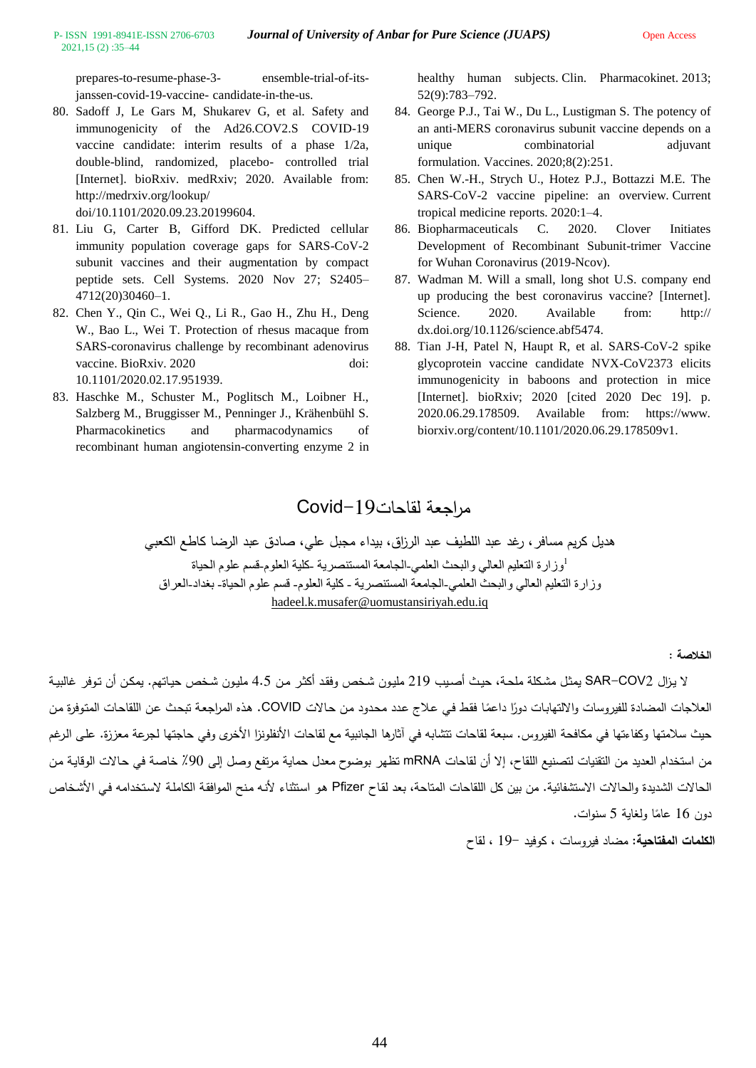prepares-to-resume-phase-3- ensemble-trial-of-its-janssen-covid-19-vaccine- candidate-in-the-us.

80. Sadoff J, Le Gars M, Shukarev G, et al. Safety and immunogenicity of the Ad26.COV2.S COVID-19 vaccine candidate: interim results of a phase 1/2a, double-blind, randomized, placebo- controlled trial [Internet]. bioRxiv. medRxiv; 2020. Available from: http://medrxiv.org/lookup/ doi/10.1101/2020.09.23.20199604.
81. Liu G, Carter B, Gifford DK. Predicted cellular immunity population coverage gaps for SARS-CoV-2 subunit vaccines and their augmentation by compact peptide sets. Cell Systems. 2020 Nov 27; S2405–4712(20)30460–1.
82. Chen Y., Qin C., Wei Q., Li R., Gao H., Zhu H., Deng W., Bao L., Wei T. Protection of rhesus macaque from SARS-coronavirus challenge by recombinant adenovirus vaccine. BioRxiv. 2020 doi: 10.1101/2020.02.17.951939.
83. Haschke M., Schuster M., Poglitsch M., Loibner H., Salzberg M., Bruggisser M., Penninger J., Krähenbühl S. Pharmacokinetics and pharmacodynamics of recombinant human angiotensin-converting enzyme 2 in healthy human subjects. Clin. Pharmacokinet. 2013; 52(9):783–792.
84. George P.J., Tai W., Du L., Lustigman S. The potency of an anti-MERS coronavirus subunit vaccine depends on a unique combinatorial adjuvant formulation. Vaccines. 2020;8(2):251.
85. Chen W.-H., Strych U., Hotez P.J., Bottazzi M.E. The SARS-CoV-2 vaccine pipeline: an overview. Current tropical medicine reports. 2020:1–4.
86. Biopharmaceuticals C. 2020. Clover Initiates Development of Recombinant Subunit-trimer Vaccine for Wuhan Coronavirus (2019-Ncov).
87. Wadman M. Will a small, long shot U.S. company end up producing the best coronavirus vaccine? [Internet]. Science. 2020. Available from: http:// dx.doi.org/10.1126/science.abf5474.
88. Tian J-H, Patel N, Haupt R, et al. SARS-CoV-2 spike glycoprotein vaccine candidate NVX-CoV2373 elicits immunogenicity in baboons and protection in mice [Internet]. bioRxiv; 2020 [cited 2020 Dec 19]. p. 2020.06.29.178509. Available from: https://www. biorxiv.org/content/10.1101/2020.06.29.178509v1.

# مراجعة لقاحات Covid–19

هديل كريم مسافر ، رغد عبد اللطيف عبد الرزاق، بيداء مجبل علي، صادق عبد الرضا كاطع الكعبي

[1]وزارة التعليم العالي والبحث العلمي-الجامعة المستنصرية -كلية العلوم-قسم علوم الحياة

وزارة التعليم العالي والبحث العلمي-الجامعة المستنصرية - كلية العلوم- قسم علوم الحياة- بغداد-العراق

hadeel.k.musafer@uomustansiriyah.edu.iq

**الخلاصة :**

لا يزال SAR–COV2 يمثل مشكلة ملحة، حيث أصيب 219 مليون شخص وفقد أكثر من 4.5 مليون شخص حياتهم. يمكن أن توفر غالبية العلاجات المضادة للفيروسات والالتهابات دورًا داعمًا فقط في علاج عدد محدود من حالات COVID. هذه المراجعة تبحث عن اللقاحات المتوفرة من حيث سلامتها وكفاءتها في مكافحة الفيروس. سبعة لقاحات تتشابه في آثارها الجانبية مع لقاحات الأنفلونزا الأخرى وفي حاجتها لجرعة معززة. على الرغم من استخدام العديد من التقنيات لتصنيع اللقاح، إلا أن لقاحات mRNA تظهر بوضوح معدل حماية مرتفع وصل إلى 90٪ خاصة في حالات الوقاية من الحالات الشديدة والحالات الاستشفائية. من بين كل اللقاحات المتاحة، يعد لقاح Pfizer هو استثناء لأنه منح الموافقة الكاملة لاستخدامه في الأشخاص دون 16 عامًا ولغاية 5 سنوات.

**الكلمات المفتاحية:** مضاد فيروسات ، كوفيد –19 ، لقاح